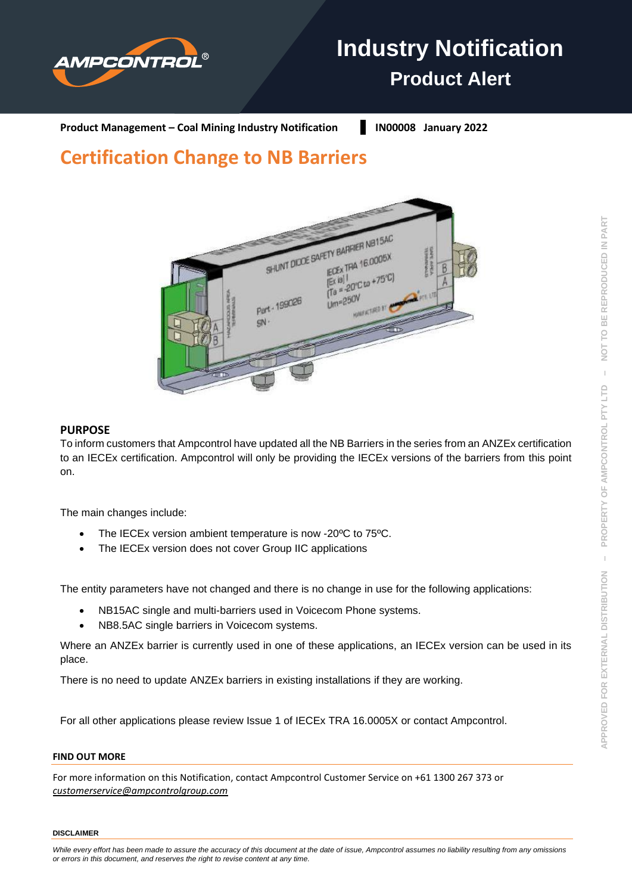# Industry Notification

## Product Alert

**Product Management – Coal Mining Industry Notification** | **IN00008 January 2022**

# Certification Change to NB Barriers

## PURPOSE

To inform customers that Ampcontrol have updated all the NB Barriers in the series from an ANZEx certification to an IECEx certification. Ampcontrol will only be providing the IECEx versions of the barriers from this point on.

The main changes include:

- The IECEx version ambient temperature is now -20ºC to 75ºC.
- The IECEx version does not cover Group IIC applications

The entity parameters have not changed and there is no change in use for the following applications:

- NB15AC single and multi-barriers used in Voicecom Phone systems.
- NB8.5AC single barriers in Voicecom systems.

Where an ANZEx barrier is currently used in one of these applications, an IECEx version can be used in its place.

There is no need to update ANZEx barriers in existing installations if they are working.

For all other applications please review Issue 1 of IECEx TRA 16.0005X or contact Ampcontrol.

### FIND OUT MORE

For more information on this Notification, contact Ampcontrol Customer Service on +61 1300 267 373 or *customerservice@ampcontrolgroup.com*

#### DISCLAIMER

*While every effort has been made to assure the accuracy of this document at the date of issue, Ampcontrol assumes no liability resulting from any omissions or errors in this document, and reserves the right to revise content at any time.*

APPROVED FOR EXTERNAL DISTRIBUTION – PROPERTY OF AMPCONTROL PTY LTD – NOT TO BE REPRODUCED IN PART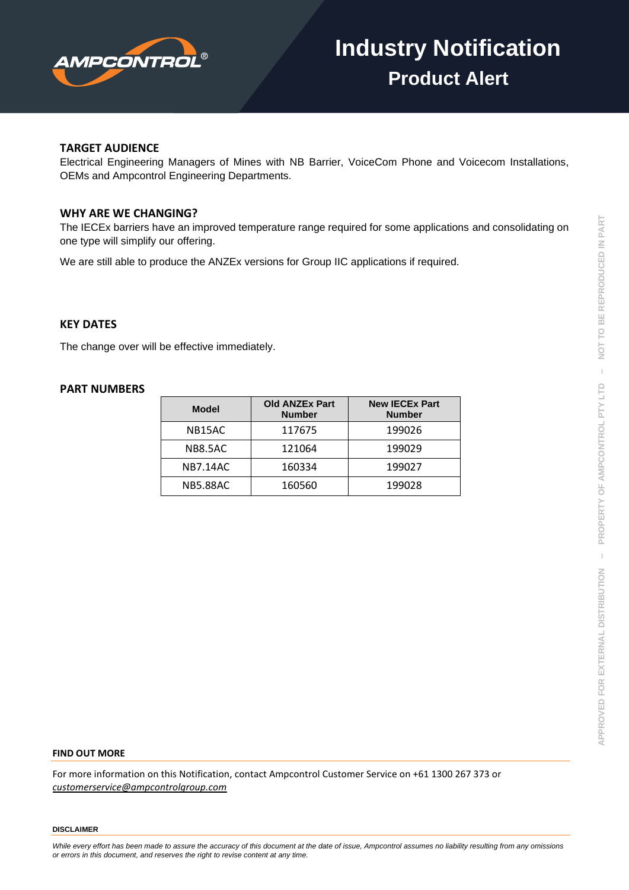# Industry Notification

## Product Alert

### TARGET AUDIENCE

Electrical Engineering Managers of Mines with NB Barrier, VoiceCom Phone and Voicecom Installations, OEMs and Ampcontrol Engineering Departments.

### WHY ARE WE CHANGING?

The IECEx barriers have an improved temperature range required for some applications and consolidating on one type will simplify our offering.

We are still able to produce the ANZEx versions for Group IIC applications if required.

### KEY DATES

The change over will be effective immediately.

### PART NUMBERS

| Model | Old ANZEx Part Number | New IECEx Part Number |
|---|---|---|
| NB15AC | 117675 | 199026 |
| NB8.5AC | 121064 | 199029 |
| NB7.14AC | 160334 | 199027 |
| NB5.88AC | 160560 | 199028 |

APPROVED FOR EXTERNAL DISTRIBUTION – PROPERTY OF AMPCONTROL PTY LTD – NOT TO BE REPRODUCED IN PART

### FIND OUT MORE

For more information on this Notification, contact Ampcontrol Customer Service on +61 1300 267 373 or *customerservice@ampcontrolgroup.com*

### DISCLAIMER

*While every effort has been made to assure the accuracy of this document at the date of issue, Ampcontrol assumes no liability resulting from any omissions or errors in this document, and reserves the right to revise content at any time.*